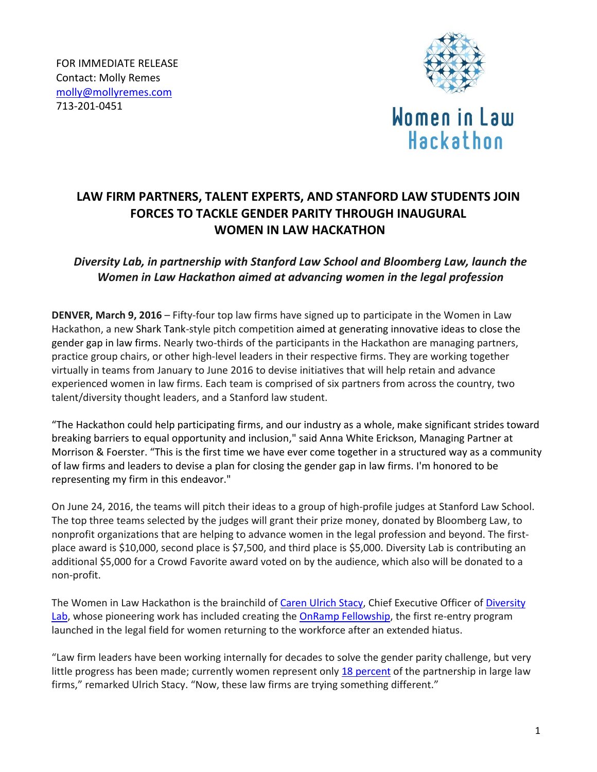FOR IMMEDIATE RELEASE
Contact: Molly Remes
molly@mollyremes.com
713-201-0451

Women in Law Hackathon

# LAW FIRM PARTNERS, TALENT EXPERTS, AND STANFORD LAW STUDENTS JOIN FORCES TO TACKLE GENDER PARITY THROUGH INAUGURAL WOMEN IN LAW HACKATHON

*Diversity Lab, in partnership with Stanford Law School and Bloomberg Law, launch the Women in Law Hackathon aimed at advancing women in the legal profession*

**DENVER, March 9, 2016** – Fifty-four top law firms have signed up to participate in the Women in Law Hackathon, a new Shark Tank-style pitch competition aimed at generating innovative ideas to close the gender gap in law firms. Nearly two-thirds of the participants in the Hackathon are managing partners, practice group chairs, or other high-level leaders in their respective firms. They are working together virtually in teams from January to June 2016 to devise initiatives that will help retain and advance experienced women in law firms. Each team is comprised of six partners from across the country, two talent/diversity thought leaders, and a Stanford law student.

"The Hackathon could help participating firms, and our industry as a whole, make significant strides toward breaking barriers to equal opportunity and inclusion," said Anna White Erickson, Managing Partner at Morrison & Foerster. "This is the first time we have ever come together in a structured way as a community of law firms and leaders to devise a plan for closing the gender gap in law firms. I'm honored to be representing my firm in this endeavor."

On June 24, 2016, the teams will pitch their ideas to a group of high-profile judges at Stanford Law School. The top three teams selected by the judges will grant their prize money, donated by Bloomberg Law, to nonprofit organizations that are helping to advance women in the legal profession and beyond. The first-place award is $10,000, second place is $7,500, and third place is $5,000. Diversity Lab is contributing an additional $5,000 for a Crowd Favorite award voted on by the audience, which also will be donated to a non-profit.

The Women in Law Hackathon is the brainchild of Caren Ulrich Stacy, Chief Executive Officer of Diversity Lab, whose pioneering work has included creating the OnRamp Fellowship, the first re-entry program launched in the legal field for women returning to the workforce after an extended hiatus.

"Law firm leaders have been working internally for decades to solve the gender parity challenge, but very little progress has been made; currently women represent only 18 percent of the partnership in large law firms," remarked Ulrich Stacy. "Now, these law firms are trying something different."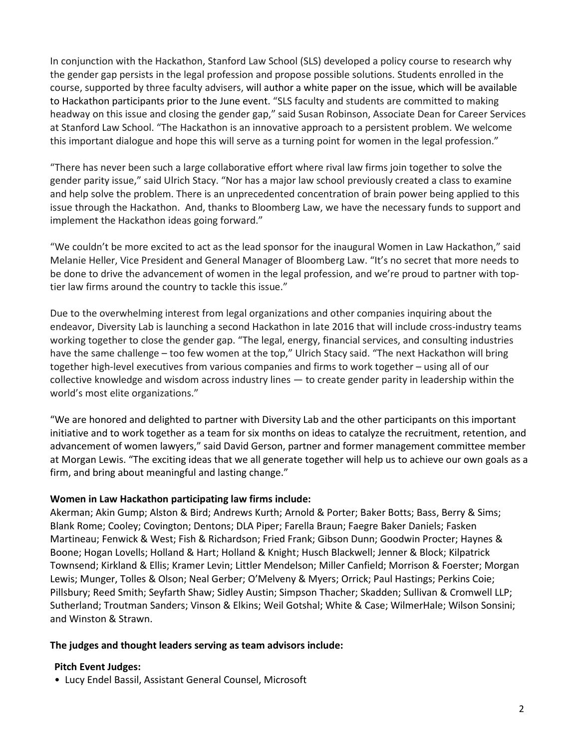In conjunction with the Hackathon, Stanford Law School (SLS) developed a policy course to research why the gender gap persists in the legal profession and propose possible solutions. Students enrolled in the course, supported by three faculty advisers, will author a white paper on the issue, which will be available to Hackathon participants prior to the June event. "SLS faculty and students are committed to making headway on this issue and closing the gender gap," said Susan Robinson, Associate Dean for Career Services at Stanford Law School. "The Hackathon is an innovative approach to a persistent problem. We welcome this important dialogue and hope this will serve as a turning point for women in the legal profession."

"There has never been such a large collaborative effort where rival law firms join together to solve the gender parity issue," said Ulrich Stacy. "Nor has a major law school previously created a class to examine and help solve the problem. There is an unprecedented concentration of brain power being applied to this issue through the Hackathon. And, thanks to Bloomberg Law, we have the necessary funds to support and implement the Hackathon ideas going forward."

"We couldn't be more excited to act as the lead sponsor for the inaugural Women in Law Hackathon," said Melanie Heller, Vice President and General Manager of Bloomberg Law. "It's no secret that more needs to be done to drive the advancement of women in the legal profession, and we're proud to partner with top-tier law firms around the country to tackle this issue."

Due to the overwhelming interest from legal organizations and other companies inquiring about the endeavor, Diversity Lab is launching a second Hackathon in late 2016 that will include cross-industry teams working together to close the gender gap. "The legal, energy, financial services, and consulting industries have the same challenge – too few women at the top," Ulrich Stacy said. "The next Hackathon will bring together high-level executives from various companies and firms to work together – using all of our collective knowledge and wisdom across industry lines — to create gender parity in leadership within the world's most elite organizations."

"We are honored and delighted to partner with Diversity Lab and the other participants on this important initiative and to work together as a team for six months on ideas to catalyze the recruitment, retention, and advancement of women lawyers," said David Gerson, partner and former management committee member at Morgan Lewis. "The exciting ideas that we all generate together will help us to achieve our own goals as a firm, and bring about meaningful and lasting change."

**Women in Law Hackathon participating law firms include:**
Akerman; Akin Gump; Alston & Bird; Andrews Kurth; Arnold & Porter; Baker Botts; Bass, Berry & Sims; Blank Rome; Cooley; Covington; Dentons; DLA Piper; Farella Braun; Faegre Baker Daniels; Fasken Martineau; Fenwick & West; Fish & Richardson; Fried Frank; Gibson Dunn; Goodwin Procter; Haynes & Boone; Hogan Lovells; Holland & Hart; Holland & Knight; Husch Blackwell; Jenner & Block; Kilpatrick Townsend; Kirkland & Ellis; Kramer Levin; Littler Mendelson; Miller Canfield; Morrison & Foerster; Morgan Lewis; Munger, Tolles & Olson; Neal Gerber; O'Melveny & Myers; Orrick; Paul Hastings; Perkins Coie; Pillsbury; Reed Smith; Seyfarth Shaw; Sidley Austin; Simpson Thacher; Skadden; Sullivan & Cromwell LLP; Sutherland; Troutman Sanders; Vinson & Elkins; Weil Gotshal; White & Case; WilmerHale; Wilson Sonsini; and Winston & Strawn.

**The judges and thought leaders serving as team advisors include:**

**Pitch Event Judges:**
- Lucy Endel Bassil, Assistant General Counsel, Microsoft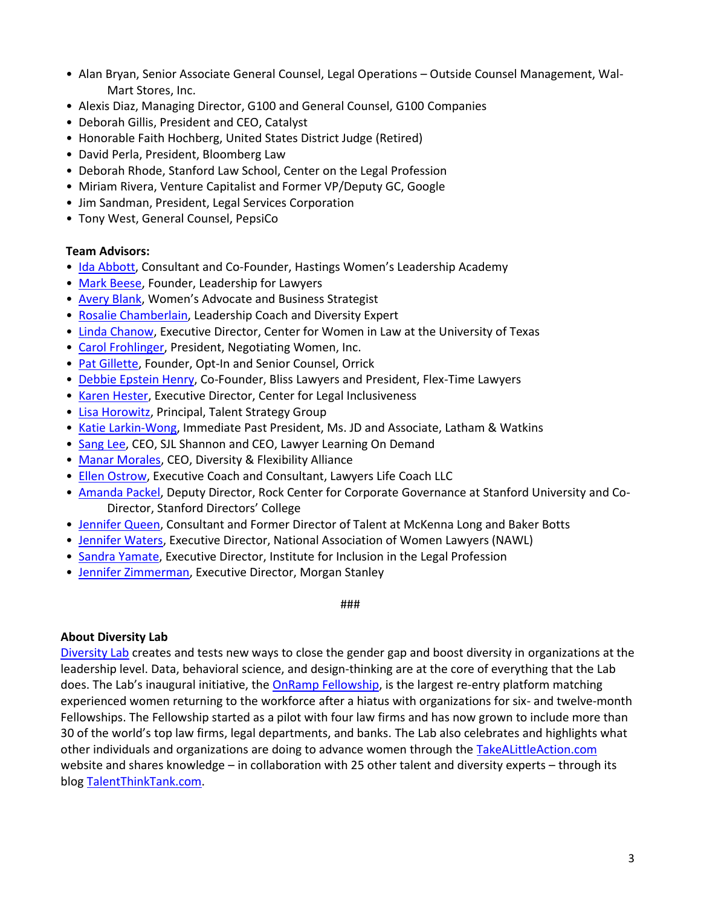- Alan Bryan, Senior Associate General Counsel, Legal Operations – Outside Counsel Management, Wal-Mart Stores, Inc.
- Alexis Diaz, Managing Director, G100 and General Counsel, G100 Companies
- Deborah Gillis, President and CEO, Catalyst
- Honorable Faith Hochberg, United States District Judge (Retired)
- David Perla, President, Bloomberg Law
- Deborah Rhode, Stanford Law School, Center on the Legal Profession
- Miriam Rivera, Venture Capitalist and Former VP/Deputy GC, Google
- Jim Sandman, President, Legal Services Corporation
- Tony West, General Counsel, PepsiCo

**Team Advisors:**

- Ida Abbott, Consultant and Co-Founder, Hastings Women's Leadership Academy
- Mark Beese, Founder, Leadership for Lawyers
- Avery Blank, Women's Advocate and Business Strategist
- Rosalie Chamberlain, Leadership Coach and Diversity Expert
- Linda Chanow, Executive Director, Center for Women in Law at the University of Texas
- Carol Frohlinger, President, Negotiating Women, Inc.
- Pat Gillette, Founder, Opt-In and Senior Counsel, Orrick
- Debbie Epstein Henry, Co-Founder, Bliss Lawyers and President, Flex-Time Lawyers
- Karen Hester, Executive Director, Center for Legal Inclusiveness
- Lisa Horowitz, Principal, Talent Strategy Group
- Katie Larkin-Wong, Immediate Past President, Ms. JD and Associate, Latham & Watkins
- Sang Lee, CEO, SJL Shannon and CEO, Lawyer Learning On Demand
- Manar Morales, CEO, Diversity & Flexibility Alliance
- Ellen Ostrow, Executive Coach and Consultant, Lawyers Life Coach LLC
- Amanda Packel, Deputy Director, Rock Center for Corporate Governance at Stanford University and Co-Director, Stanford Directors' College
- Jennifer Queen, Consultant and Former Director of Talent at McKenna Long and Baker Botts
- Jennifer Waters, Executive Director, National Association of Women Lawyers (NAWL)
- Sandra Yamate, Executive Director, Institute for Inclusion in the Legal Profession
- Jennifer Zimmerman, Executive Director, Morgan Stanley

###

**About Diversity Lab**

Diversity Lab creates and tests new ways to close the gender gap and boost diversity in organizations at the leadership level. Data, behavioral science, and design-thinking are at the core of everything that the Lab does. The Lab's inaugural initiative, the OnRamp Fellowship, is the largest re-entry platform matching experienced women returning to the workforce after a hiatus with organizations for six- and twelve-month Fellowships. The Fellowship started as a pilot with four law firms and has now grown to include more than 30 of the world's top law firms, legal departments, and banks. The Lab also celebrates and highlights what other individuals and organizations are doing to advance women through the TakeALittleAction.com website and shares knowledge – in collaboration with 25 other talent and diversity experts – through its blog TalentThinkTank.com.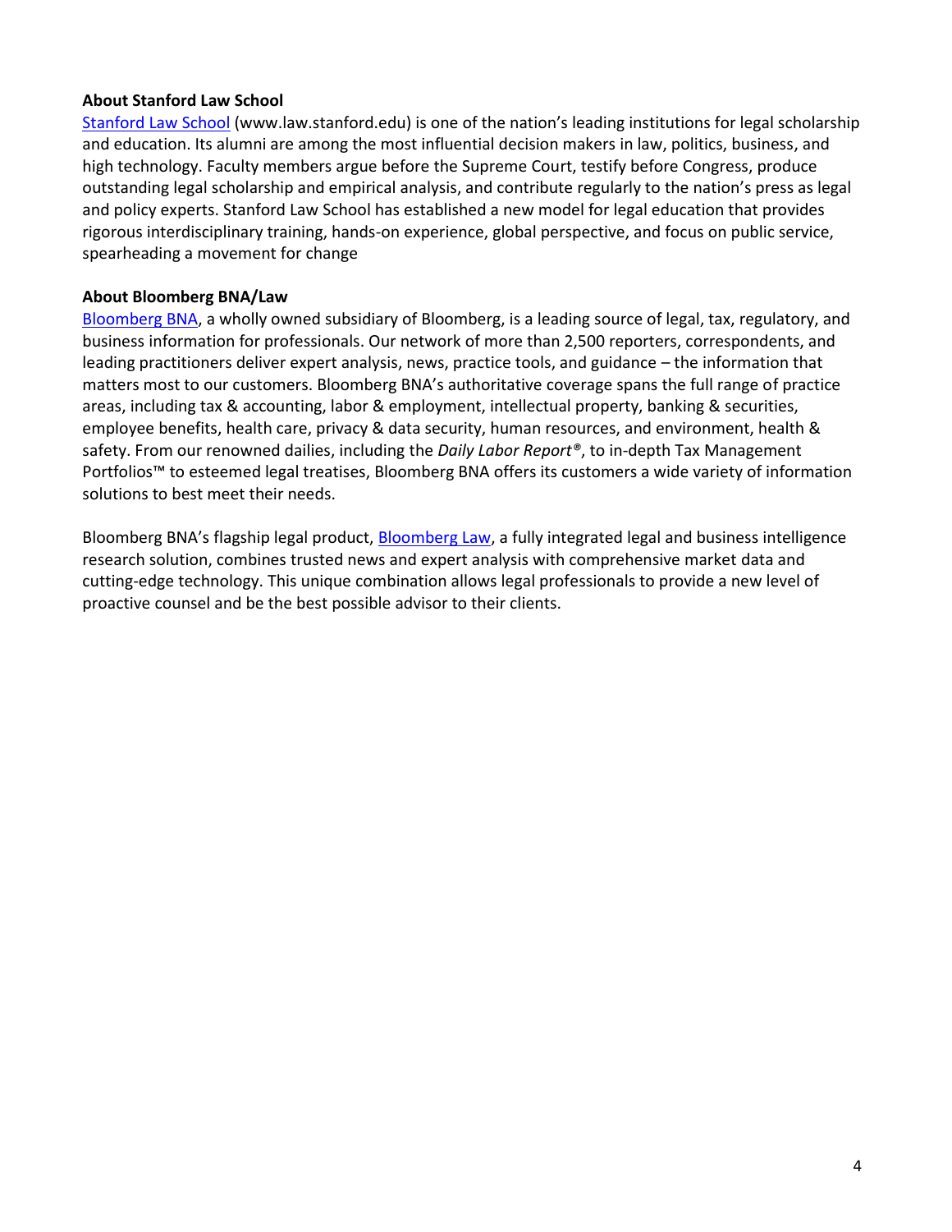**About Stanford Law School**

Stanford Law School (www.law.stanford.edu) is one of the nation's leading institutions for legal scholarship and education. Its alumni are among the most influential decision makers in law, politics, business, and high technology. Faculty members argue before the Supreme Court, testify before Congress, produce outstanding legal scholarship and empirical analysis, and contribute regularly to the nation's press as legal and policy experts. Stanford Law School has established a new model for legal education that provides rigorous interdisciplinary training, hands-on experience, global perspective, and focus on public service, spearheading a movement for change

**About Bloomberg BNA/Law**

Bloomberg BNA, a wholly owned subsidiary of Bloomberg, is a leading source of legal, tax, regulatory, and business information for professionals. Our network of more than 2,500 reporters, correspondents, and leading practitioners deliver expert analysis, news, practice tools, and guidance – the information that matters most to our customers. Bloomberg BNA's authoritative coverage spans the full range of practice areas, including tax & accounting, labor & employment, intellectual property, banking & securities, employee benefits, health care, privacy & data security, human resources, and environment, health & safety. From our renowned dailies, including the *Daily Labor Report®*, to in-depth Tax Management Portfolios™ to esteemed legal treatises, Bloomberg BNA offers its customers a wide variety of information solutions to best meet their needs.

Bloomberg BNA's flagship legal product, Bloomberg Law, a fully integrated legal and business intelligence research solution, combines trusted news and expert analysis with comprehensive market data and cutting-edge technology. This unique combination allows legal professionals to provide a new level of proactive counsel and be the best possible advisor to their clients.